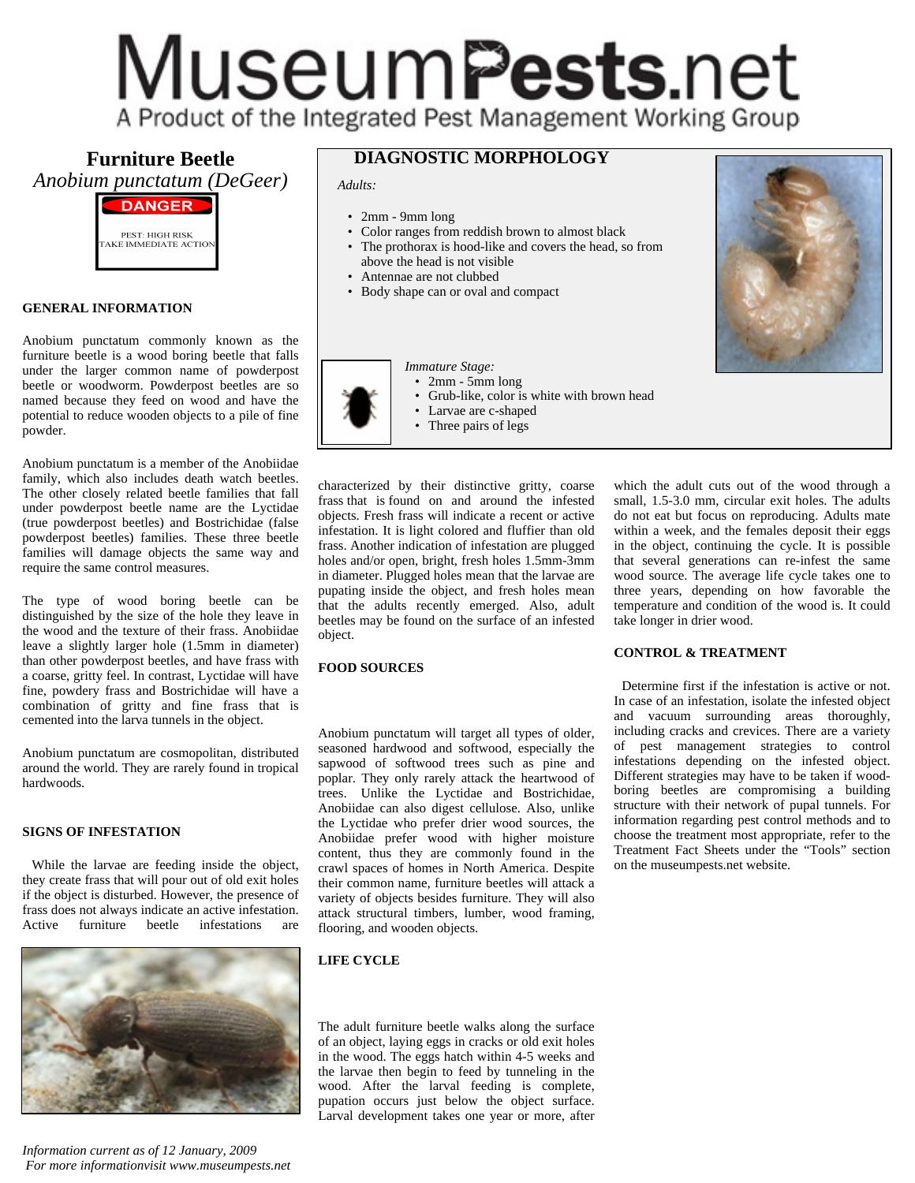# Furniture Beetle

*Anobium punctatum (DeGeer)*

**DANGER**

PEST: HIGH RISK
TAKE IMMEDIATE ACTION

## DIAGNOSTIC MORPHOLOGY

*Adults:*

- 2mm - 9mm long
- Color ranges from reddish brown to almost black
- The prothorax is hood-like and covers the head, so from above the head is not visible
- Antennae are not clubbed
- Body shape can or oval and compact

*Immature Stage:*

- 2mm - 5mm long
- Grub-like, color is white with brown head
- Larvae are c-shaped
- Three pairs of legs

### GENERAL INFORMATION

Anobium punctatum commonly known as the furniture beetle is a wood boring beetle that falls under the larger common name of powderpost beetle or woodworm. Powderpost beetles are so named because they feed on wood and have the potential to reduce wooden objects to a pile of fine powder.

Anobium punctatum is a member of the Anobiidae family, which also includes death watch beetles. The other closely related beetle families that fall under powderpost beetle name are the Lyctidae (true powderpost beetles) and Bostrichidae (false powderpost beetles) families. These three beetle families will damage objects the same way and require the same control measures.

The type of wood boring beetle can be distinguished by the size of the hole they leave in the wood and the texture of their frass. Anobiidae leave a slightly larger hole (1.5mm in diameter) than other powderpost beetles, and have frass with a coarse, gritty feel. In contrast, Lyctidae will have fine, powdery frass and Bostrichidae will have a combination of gritty and fine frass that is cemented into the larva tunnels in the object.

Anobium punctatum are cosmopolitan, distributed around the world. They are rarely found in tropical hardwoods.

### SIGNS OF INFESTATION

While the larvae are feeding inside the object, they create frass that will pour out of old exit holes if the object is disturbed. However, the presence of frass does not always indicate an active infestation. Active furniture beetle infestations are characterized by their distinctive gritty, coarse frass that is found on and around the infested objects. Fresh frass will indicate a recent or active infestation. It is light colored and fluffier than old frass. Another indication of infestation are plugged holes and/or open, bright, fresh holes 1.5mm-3mm in diameter. Plugged holes mean that the larvae are pupating inside the object, and fresh holes mean that the adults recently emerged. Also, adult beetles may be found on the surface of an infested object.

### FOOD SOURCES

Anobium punctatum will target all types of older, seasoned hardwood and softwood, especially the sapwood of softwood trees such as pine and poplar. They only rarely attack the heartwood of trees. Unlike the Lyctidae and Bostrichidae, Anobiidae can also digest cellulose. Also, unlike the Lyctidae who prefer drier wood sources, the Anobiidae prefer wood with higher moisture content, thus they are commonly found in the crawl spaces of homes in North America. Despite their common name, furniture beetles will attack a variety of objects besides furniture. They will also attack structural timbers, lumber, wood framing, flooring, and wooden objects.

### LIFE CYCLE

The adult furniture beetle walks along the surface of an object, laying eggs in cracks or old exit holes in the wood. The eggs hatch within 4-5 weeks and the larvae then begin to feed by tunneling in the wood. After the larval feeding is complete, pupation occurs just below the object surface. Larval development takes one year or more, after which the adult cuts out of the wood through a small, 1.5-3.0 mm, circular exit holes. The adults do not eat but focus on reproducing. Adults mate within a week, and the females deposit their eggs in the object, continuing the cycle. It is possible that several generations can re-infest the same wood source. The average life cycle takes one to three years, depending on how favorable the temperature and condition of the wood is. It could take longer in drier wood.

### CONTROL & TREATMENT

Determine first if the infestation is active or not. In case of an infestation, isolate the infested object and vacuum surrounding areas thoroughly, including cracks and crevices. There are a variety of pest management strategies to control infestations depending on the infested object. Different strategies may have to be taken if wood-boring beetles are compromising a building structure with their network of pupal tunnels. For information regarding pest control methods and to choose the treatment most appropriate, refer to the Treatment Fact Sheets under the “Tools” section on the museumpests.net website.

*Information current as of 12 January, 2009*
*For more informationvisit www.museumpests.net*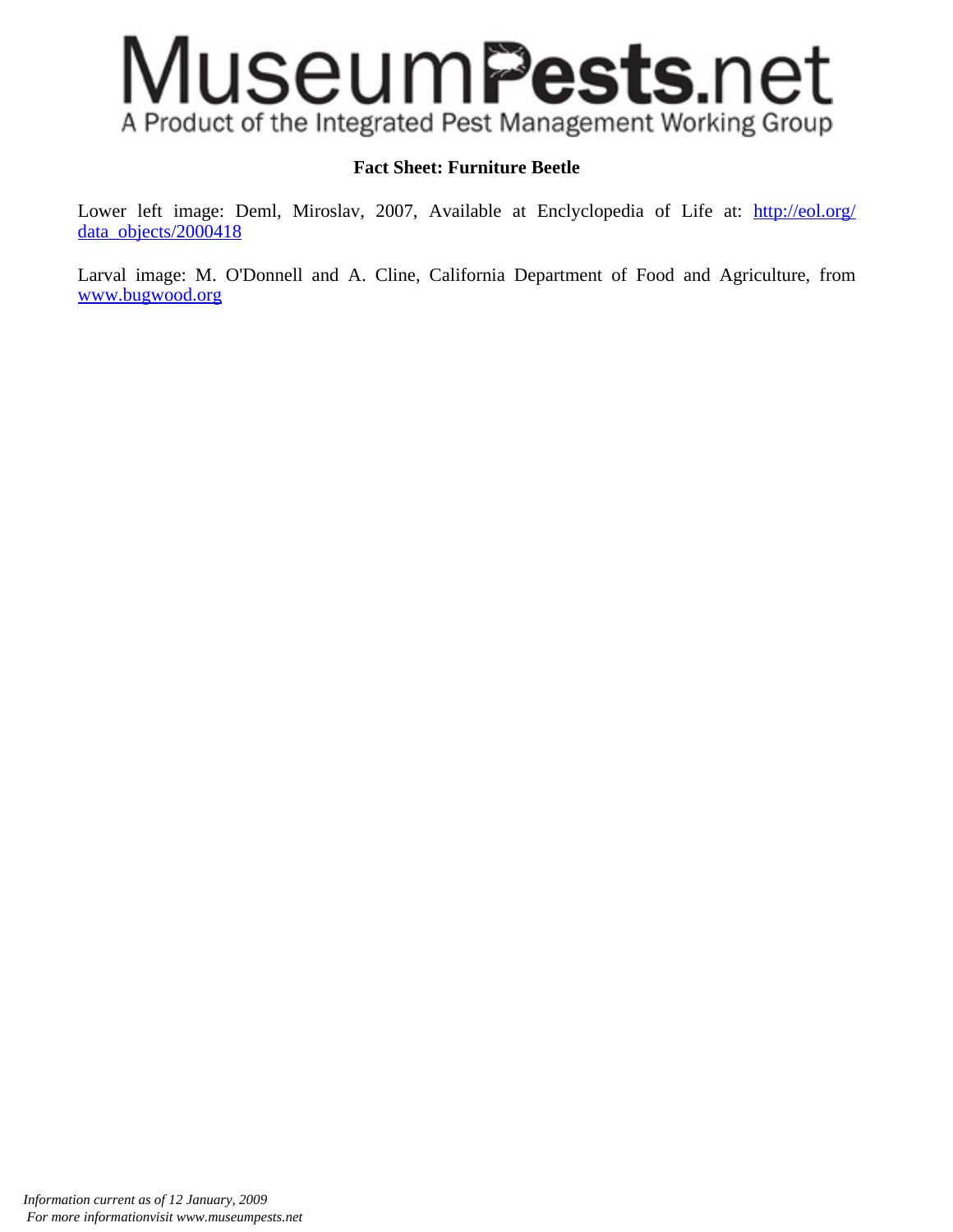# MuseumPests.net

A Product of the Integrated Pest Management Working Group

**Fact Sheet: Furniture Beetle**

Lower left image: Deml, Miroslav, 2007, Available at Enclyclopedia of Life at: http://eol.org/data_objects/2000418

Larval image: M. O'Donnell and A. Cline, California Department of Food and Agriculture, from www.bugwood.org

*Information current as of 12 January, 2009*
*For more informationvisit www.museumpests.net*